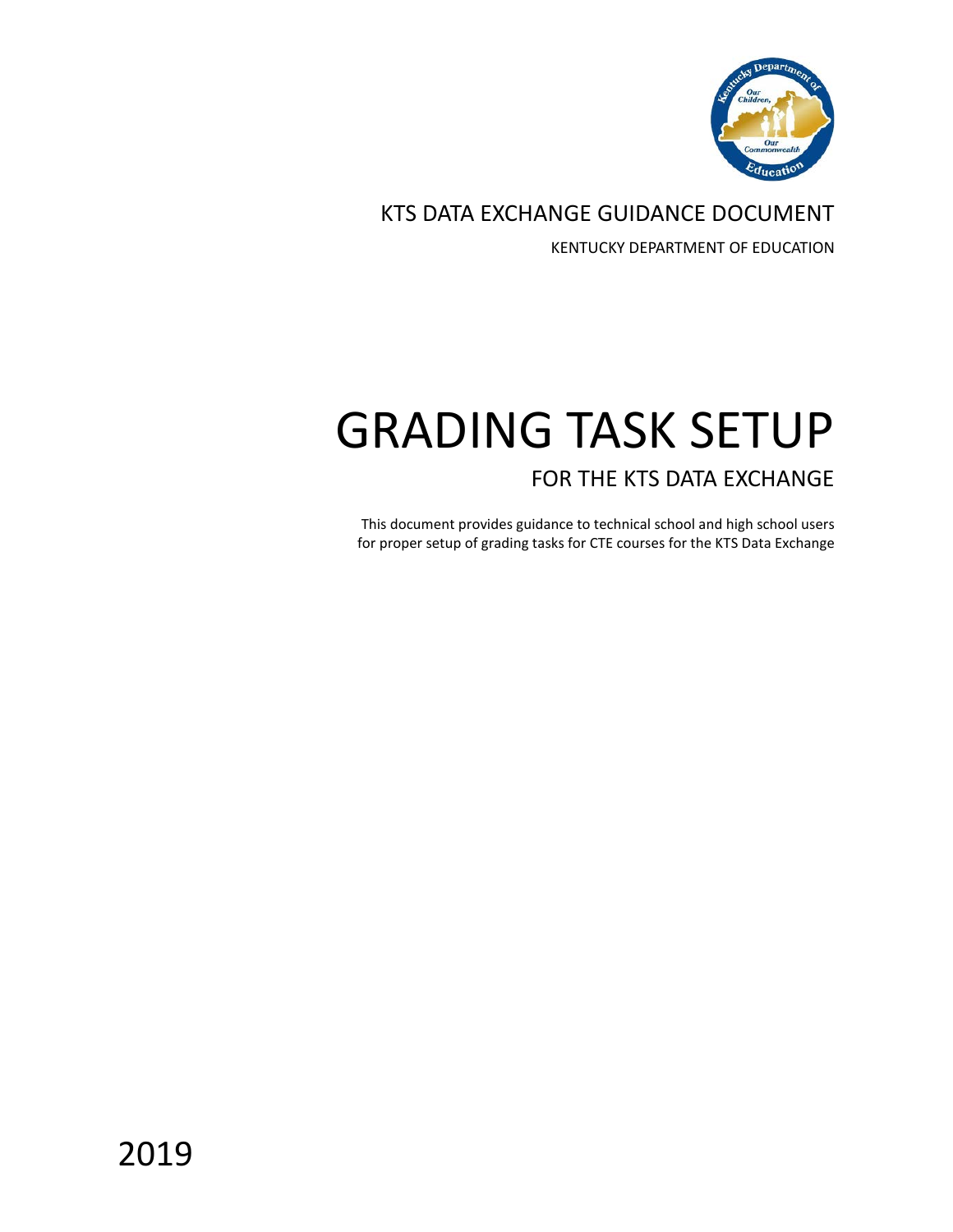KTS DATA EXCHANGE GUIDANCE DOCUMENT

KENTUCKY DEPARTMENT OF EDUCATION

# GRADING TASK SETUP

## FOR THE KTS DATA EXCHANGE

This document provides guidance to technical school and high school users for proper setup of grading tasks for CTE courses for the KTS Data Exchange

2019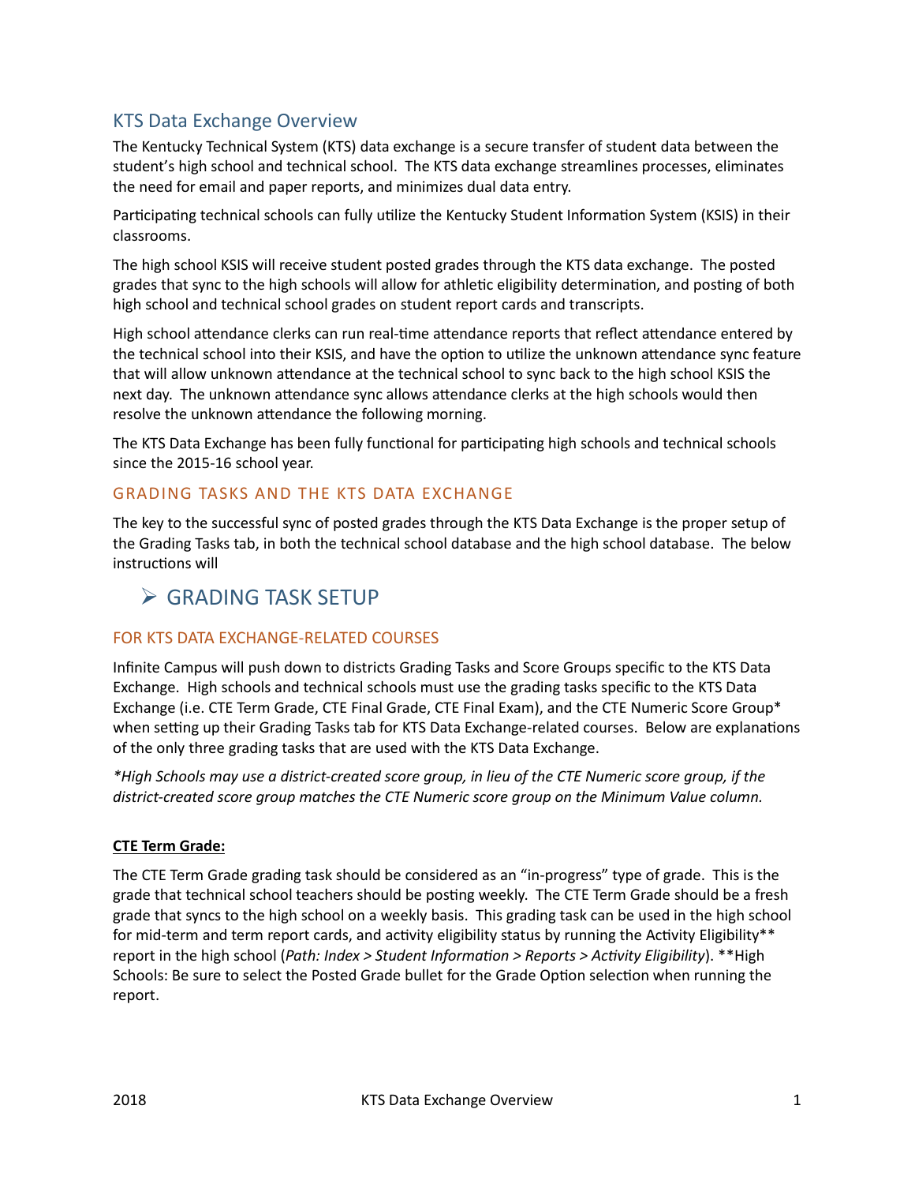## KTS Data Exchange Overview

The Kentucky Technical System (KTS) data exchange is a secure transfer of student data between the student's high school and technical school. The KTS data exchange streamlines processes, eliminates the need for email and paper reports, and minimizes dual data entry.

Participating technical schools can fully utilize the Kentucky Student Information System (KSIS) in their classrooms.

The high school KSIS will receive student posted grades through the KTS data exchange. The posted grades that sync to the high schools will allow for athletic eligibility determination, and posting of both high school and technical school grades on student report cards and transcripts.

High school attendance clerks can run real-time attendance reports that reflect attendance entered by the technical school into their KSIS, and have the option to utilize the unknown attendance sync feature that will allow unknown attendance at the technical school to sync back to the high school KSIS the next day. The unknown attendance sync allows attendance clerks at the high schools would then resolve the unknown attendance the following morning.

The KTS Data Exchange has been fully functional for participating high schools and technical schools since the 2015-16 school year.

### GRADING TASKS AND THE KTS DATA EXCHANGE

The key to the successful sync of posted grades through the KTS Data Exchange is the proper setup of the Grading Tasks tab, in both the technical school database and the high school database. The below instructions will

## ➢ GRADING TASK SETUP

### FOR KTS DATA EXCHANGE-RELATED COURSES

Infinite Campus will push down to districts Grading Tasks and Score Groups specific to the KTS Data Exchange. High schools and technical schools must use the grading tasks specific to the KTS Data Exchange (i.e. CTE Term Grade, CTE Final Grade, CTE Final Exam), and the CTE Numeric Score Group* when setting up their Grading Tasks tab for KTS Data Exchange-related courses. Below are explanations of the only three grading tasks that are used with the KTS Data Exchange.

*\*High Schools may use a district-created score group, in lieu of the CTE Numeric score group, if the district-created score group matches the CTE Numeric score group on the Minimum Value column.*

**<u>CTE Term Grade:</u>**

The CTE Term Grade grading task should be considered as an "in-progress" type of grade. This is the grade that technical school teachers should be posting weekly. The CTE Term Grade should be a fresh grade that syncs to the high school on a weekly basis. This grading task can be used in the high school for mid-term and term report cards, and activity eligibility status by running the Activity Eligibility** report in the high school (*Path: Index > Student Information > Reports > Activity Eligibility*). **High Schools: Be sure to select the Posted Grade bullet for the Grade Option selection when running the report.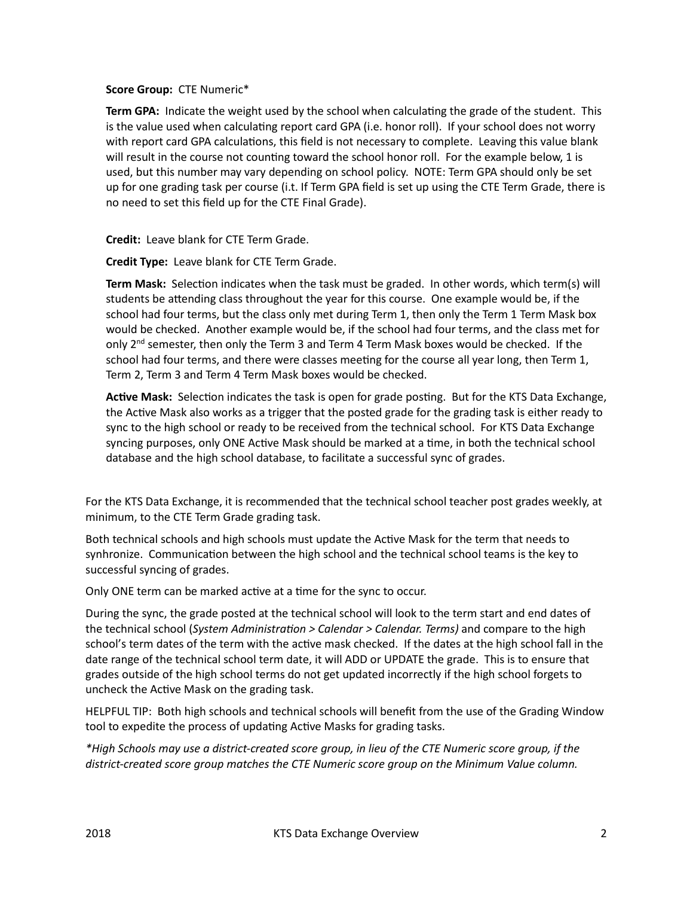**Score Group:** CTE Numeric*

**Term GPA:** Indicate the weight used by the school when calculating the grade of the student. This is the value used when calculating report card GPA (i.e. honor roll). If your school does not worry with report card GPA calculations, this field is not necessary to complete. Leaving this value blank will result in the course not counting toward the school honor roll. For the example below, 1 is used, but this number may vary depending on school policy. NOTE: Term GPA should only be set up for one grading task per course (i.t. If Term GPA field is set up using the CTE Term Grade, there is no need to set this field up for the CTE Final Grade).

**Credit:** Leave blank for CTE Term Grade.

**Credit Type:** Leave blank for CTE Term Grade.

**Term Mask:** Selection indicates when the task must be graded. In other words, which term(s) will students be attending class throughout the year for this course. One example would be, if the school had four terms, but the class only met during Term 1, then only the Term 1 Term Mask box would be checked. Another example would be, if the school had four terms, and the class met for only 2nd semester, then only the Term 3 and Term 4 Term Mask boxes would be checked. If the school had four terms, and there were classes meeting for the course all year long, then Term 1, Term 2, Term 3 and Term 4 Term Mask boxes would be checked.

**Active Mask:** Selection indicates the task is open for grade posting. But for the KTS Data Exchange, the Active Mask also works as a trigger that the posted grade for the grading task is either ready to sync to the high school or ready to be received from the technical school. For KTS Data Exchange syncing purposes, only ONE Active Mask should be marked at a time, in both the technical school database and the high school database, to facilitate a successful sync of grades.

For the KTS Data Exchange, it is recommended that the technical school teacher post grades weekly, at minimum, to the CTE Term Grade grading task.

Both technical schools and high schools must update the Active Mask for the term that needs to synhronize. Communication between the high school and the technical school teams is the key to successful syncing of grades.

Only ONE term can be marked active at a time for the sync to occur.

During the sync, the grade posted at the technical school will look to the term start and end dates of the technical school (*System Administration > Calendar > Calendar. Terms)* and compare to the high school's term dates of the term with the active mask checked. If the dates at the high school fall in the date range of the technical school term date, it will ADD or UPDATE the grade. This is to ensure that grades outside of the high school terms do not get updated incorrectly if the high school forgets to uncheck the Active Mask on the grading task.

HELPFUL TIP: Both high schools and technical schools will benefit from the use of the Grading Window tool to expedite the process of updating Active Masks for grading tasks.

*\*High Schools may use a district-created score group, in lieu of the CTE Numeric score group, if the district-created score group matches the CTE Numeric score group on the Minimum Value column.*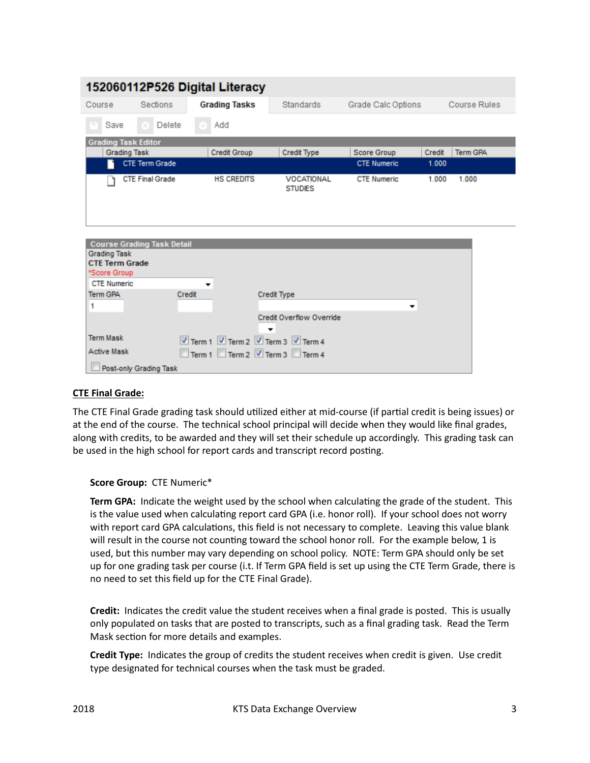**152060112P526 Digital Literacy**

Course | Sections | **Grading Tasks** | Standards | Grade Calc Options | Course Rules

Save | Delete | Add

**Grading Task Editor**

| Grading Task | Credit Group | Credit Type | Score Group | Credit | Term GPA |
|---|---|---|---|---|---|
| CTE Term Grade | | | CTE Numeric | 1.000 | |
| CTE Final Grade | HS CREDITS | VOCATIONAL STUDIES | CTE Numeric | 1.000 | 1.000 |

**Course Grading Task Detail**

Grading Task
**CTE Term Grade**
*Score Group: CTE Numeric
Term GPA: 1
Credit:
Credit Type:
Credit Overflow Override:
Term Mask: ☑ Term 1 ☑ Term 2 ☑ Term 3 ☑ Term 4
Active Mask: ☐ Term 1 ☐ Term 2 ☑ Term 3 ☐ Term 4
☐ Post-only Grading Task

**CTE Final Grade:**

The CTE Final Grade grading task should utilized either at mid-course (if partial credit is being issues) or at the end of the course. The technical school principal will decide when they would like final grades, along with credits, to be awarded and they will set their schedule up accordingly. This grading task can be used in the high school for report cards and transcript record posting.

**Score Group:** CTE Numeric*

**Term GPA:** Indicate the weight used by the school when calculating the grade of the student. This is the value used when calculating report card GPA (i.e. honor roll). If your school does not worry with report card GPA calculations, this field is not necessary to complete. Leaving this value blank will result in the course not counting toward the school honor roll. For the example below, 1 is used, but this number may vary depending on school policy. NOTE: Term GPA should only be set up for one grading task per course (i.t. If Term GPA field is set up using the CTE Term Grade, there is no need to set this field up for the CTE Final Grade).

**Credit:** Indicates the credit value the student receives when a final grade is posted. This is usually only populated on tasks that are posted to transcripts, such as a final grading task. Read the Term Mask section for more details and examples.

**Credit Type:** Indicates the group of credits the student receives when credit is given. Use credit type designated for technical courses when the task must be graded.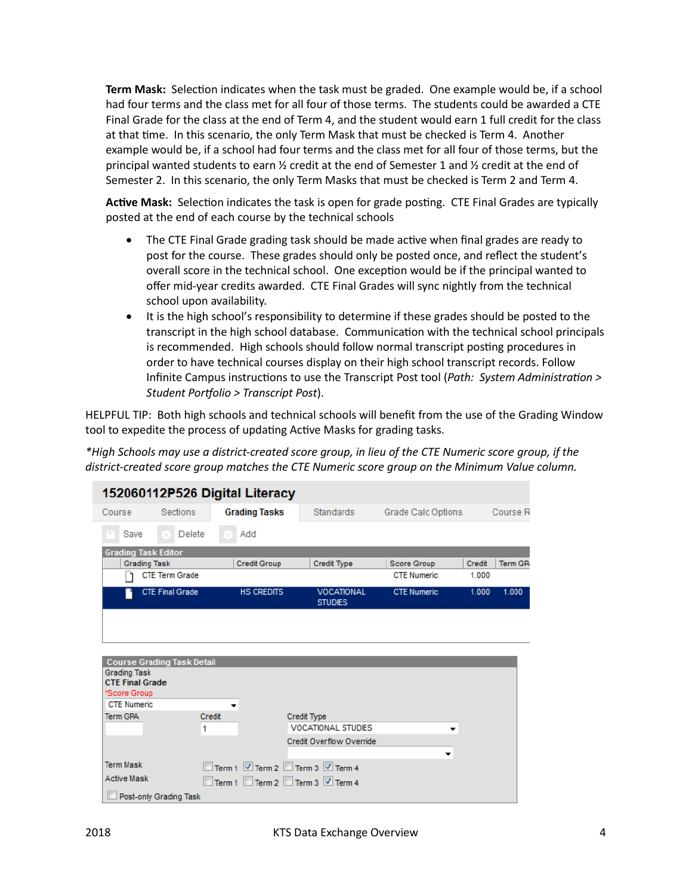**Term Mask:** Selection indicates when the task must be graded. One example would be, if a school had four terms and the class met for all four of those terms. The students could be awarded a CTE Final Grade for the class at the end of Term 4, and the student would earn 1 full credit for the class at that time. In this scenario, the only Term Mask that must be checked is Term 4. Another example would be, if a school had four terms and the class met for all four of those terms, but the principal wanted students to earn ½ credit at the end of Semester 1 and ½ credit at the end of Semester 2. In this scenario, the only Term Masks that must be checked is Term 2 and Term 4.

**Active Mask:** Selection indicates the task is open for grade posting. CTE Final Grades are typically posted at the end of each course by the technical schools

- The CTE Final Grade grading task should be made active when final grades are ready to post for the course. These grades should only be posted once, and reflect the student's overall score in the technical school. One exception would be if the principal wanted to offer mid-year credits awarded. CTE Final Grades will sync nightly from the technical school upon availability.
- It is the high school's responsibility to determine if these grades should be posted to the transcript in the high school database. Communication with the technical school principals is recommended. High schools should follow normal transcript posting procedures in order to have technical courses display on their high school transcript records. Follow Infinite Campus instructions to use the Transcript Post tool (*Path: System Administration > Student Portfolio > Transcript Post*).

HELPFUL TIP: Both high schools and technical schools will benefit from the use of the Grading Window tool to expedite the process of updating Active Masks for grading tasks.

*\*High Schools may use a district-created score group, in lieu of the CTE Numeric score group, if the district-created score group matches the CTE Numeric score group on the Minimum Value column.*

**152060112P526 Digital Literacy**

Course | Sections | Grading Tasks | Standards | Grade Calc Options | Course R

Save | Delete | Add

Grading Task Editor

| Grading Task | Credit Group | Credit Type | Score Group | Credit | Term GPA |
|---|---|---|---|---|---|
| CTE Term Grade | | | CTE Numeric | 1.000 | |
| CTE Final Grade | HS CREDITS | VOCATIONAL STUDIES | CTE Numeric | 1.000 | 1.000 |

Course Grading Task Detail

Grading Task
**CTE Final Grade**
\*Score Group: CTE Numeric
Term GPA: (blank) | Credit: 1 | Credit Type: VOCATIONAL STUDIES
Credit Overflow Override: (blank)

Term Mask: ☐ Term 1 ☑ Term 2 ☐ Term 3 ☑ Term 4
Active Mask: ☐ Term 1 ☐ Term 2 ☐ Term 3 ☑ Term 4
☐ Post-only Grading Task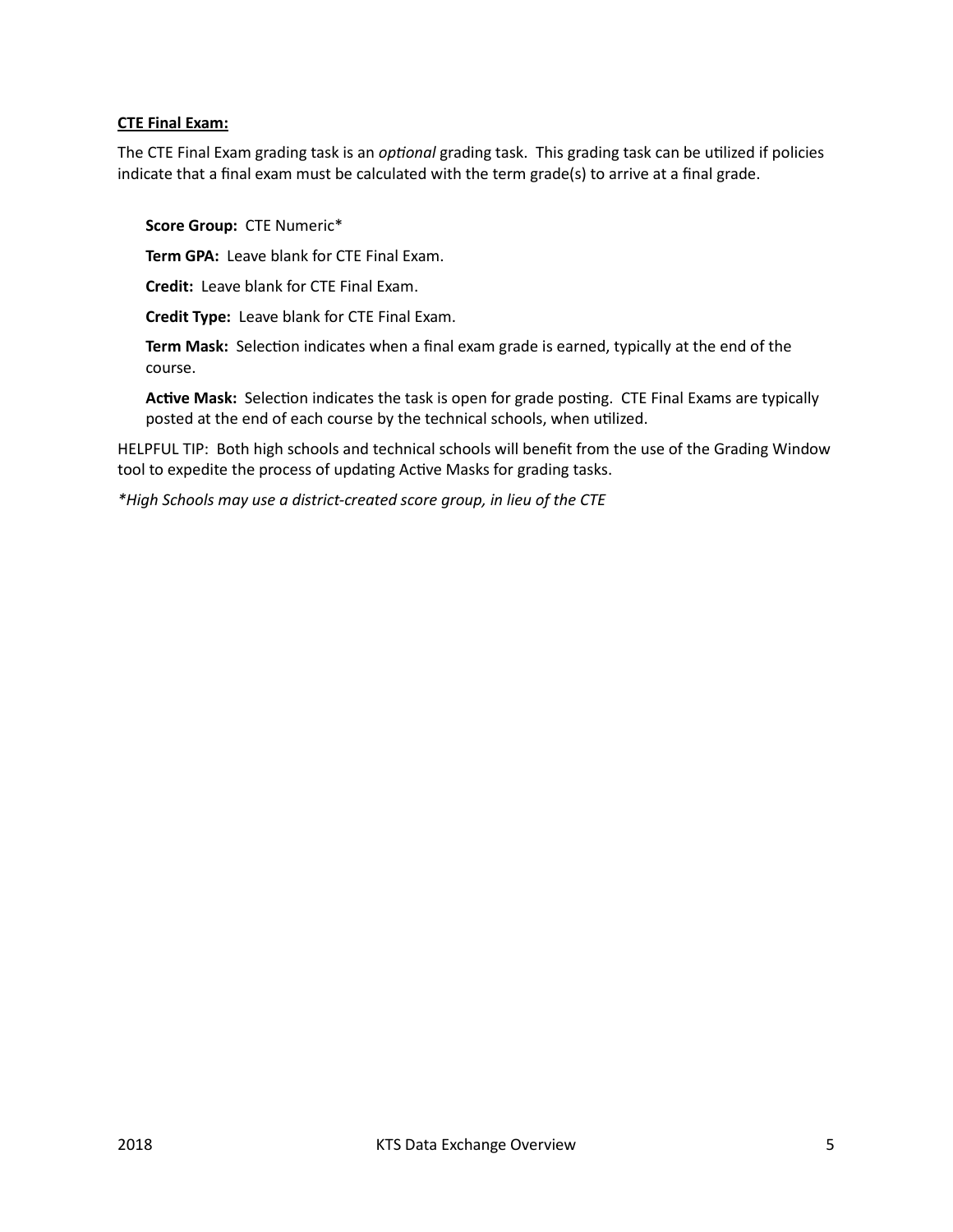**CTE Final Exam:**

The CTE Final Exam grading task is an *optional* grading task. This grading task can be utilized if policies indicate that a final exam must be calculated with the term grade(s) to arrive at a final grade.

**Score Group:** CTE Numeric*

**Term GPA:** Leave blank for CTE Final Exam.

**Credit:** Leave blank for CTE Final Exam.

**Credit Type:** Leave blank for CTE Final Exam.

**Term Mask:** Selection indicates when a final exam grade is earned, typically at the end of the course.

**Active Mask:** Selection indicates the task is open for grade posting. CTE Final Exams are typically posted at the end of each course by the technical schools, when utilized.

HELPFUL TIP: Both high schools and technical schools will benefit from the use of the Grading Window tool to expedite the process of updating Active Masks for grading tasks.

**High Schools may use a district-created score group, in lieu of the CTE*